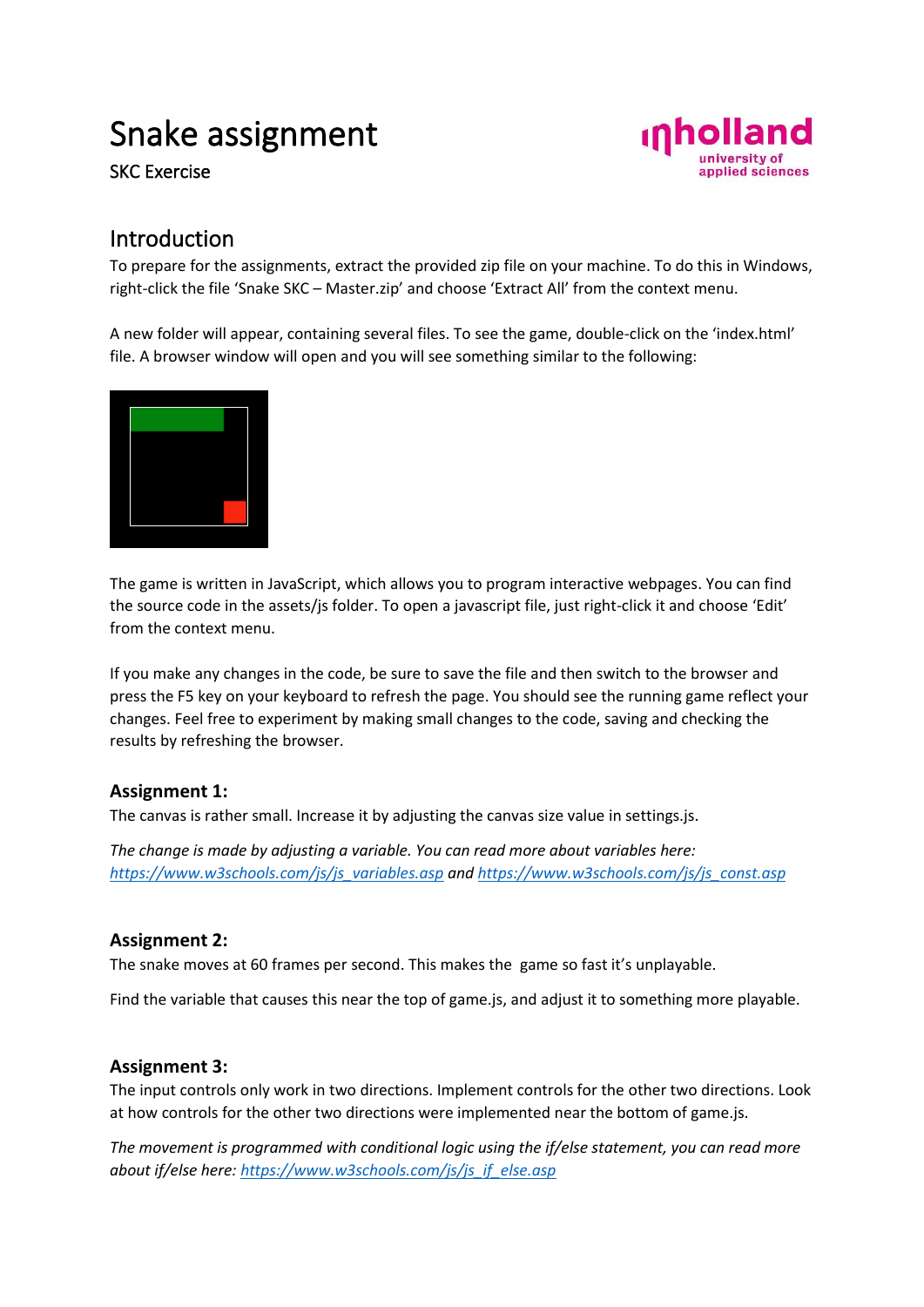# Snake assignment

SKC Exercise

## Introduction

To prepare for the assignments, extract the provided zip file on your machine. To do this in Windows, right-click the file 'Snake SKC – Master.zip' and choose 'Extract All' from the context menu.

A new folder will appear, containing several files. To see the game, double-click on the 'index.html' file. A browser window will open and you will see something similar to the following:

The game is written in JavaScript, which allows you to program interactive webpages. You can find the source code in the assets/js folder. To open a javascript file, just right-click it and choose 'Edit' from the context menu.

If you make any changes in the code, be sure to save the file and then switch to the browser and press the F5 key on your keyboard to refresh the page. You should see the running game reflect your changes. Feel free to experiment by making small changes to the code, saving and checking the results by refreshing the browser.

### Assignment 1:

The canvas is rather small. Increase it by adjusting the canvas size value in settings.js.

*The change is made by adjusting a variable. You can read more about variables here:* *https://www.w3schools.com/js/js_variables.asp* *and* *https://www.w3schools.com/js/js_const.asp*

### Assignment 2:

The snake moves at 60 frames per second. This makes the game so fast it's unplayable.

Find the variable that causes this near the top of game.js, and adjust it to something more playable.

### Assignment 3:

The input controls only work in two directions. Implement controls for the other two directions. Look at how controls for the other two directions were implemented near the bottom of game.js.

*The movement is programmed with conditional logic using the if/else statement, you can read more about if/else here:* *https://www.w3schools.com/js/js_if_else.asp*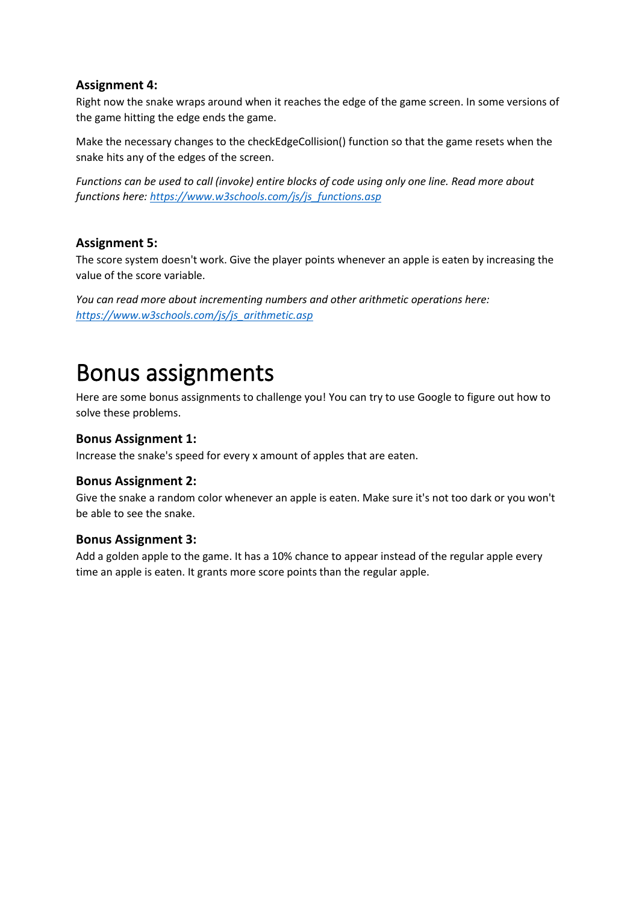### Assignment 4:

Right now the snake wraps around when it reaches the edge of the game screen. In some versions of the game hitting the edge ends the game.

Make the necessary changes to the checkEdgeCollision() function so that the game resets when the snake hits any of the edges of the screen.

*Functions can be used to call (invoke) entire blocks of code using only one line. Read more about functions here: [https://www.w3schools.com/js/js_functions.asp](https://www.w3schools.com/js/js_functions.asp)*

### Assignment 5:

The score system doesn't work. Give the player points whenever an apple is eaten by increasing the value of the score variable.

*You can read more about incrementing numbers and other arithmetic operations here: [https://www.w3schools.com/js/js_arithmetic.asp](https://www.w3schools.com/js/js_arithmetic.asp)*

# Bonus assignments

Here are some bonus assignments to challenge you! You can try to use Google to figure out how to solve these problems.

### Bonus Assignment 1:

Increase the snake's speed for every x amount of apples that are eaten.

### Bonus Assignment 2:

Give the snake a random color whenever an apple is eaten. Make sure it's not too dark or you won't be able to see the snake.

### Bonus Assignment 3:

Add a golden apple to the game. It has a 10% chance to appear instead of the regular apple every time an apple is eaten. It grants more score points than the regular apple.